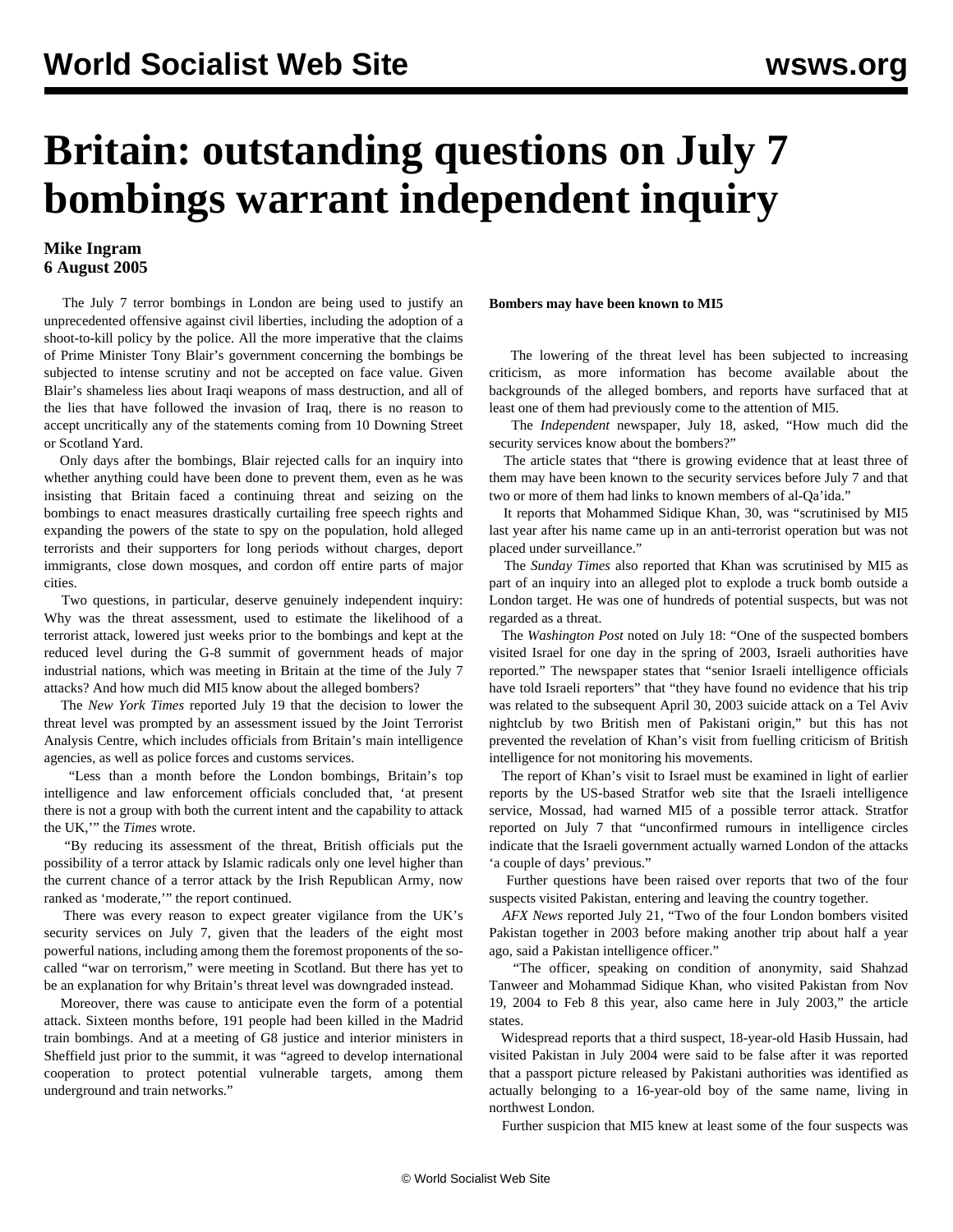# Britain: outstanding questions on July 7 bombings warrant independent inquiry

**Mike Ingram**
**6 August 2005**

The July 7 terror bombings in London are being used to justify an unprecedented offensive against civil liberties, including the adoption of a shoot-to-kill policy by the police. All the more imperative that the claims of Prime Minister Tony Blair's government concerning the bombings be subjected to intense scrutiny and not be accepted on face value. Given Blair's shameless lies about Iraqi weapons of mass destruction, and all of the lies that have followed the invasion of Iraq, there is no reason to accept uncritically any of the statements coming from 10 Downing Street or Scotland Yard.

Only days after the bombings, Blair rejected calls for an inquiry into whether anything could have been done to prevent them, even as he was insisting that Britain faced a continuing threat and seizing on the bombings to enact measures drastically curtailing free speech rights and expanding the powers of the state to spy on the population, hold alleged terrorists and their supporters for long periods without charges, deport immigrants, close down mosques, and cordon off entire parts of major cities.

Two questions, in particular, deserve genuinely independent inquiry: Why was the threat assessment, used to estimate the likelihood of a terrorist attack, lowered just weeks prior to the bombings and kept at the reduced level during the G-8 summit of government heads of major industrial nations, which was meeting in Britain at the time of the July 7 attacks? And how much did MI5 know about the alleged bombers?

The *New York Times* reported July 19 that the decision to lower the threat level was prompted by an assessment issued by the Joint Terrorist Analysis Centre, which includes officials from Britain's main intelligence agencies, as well as police forces and customs services.

"Less than a month before the London bombings, Britain's top intelligence and law enforcement officials concluded that, 'at present there is not a group with both the current intent and the capability to attack the UK,'" the *Times* wrote.

"By reducing its assessment of the threat, British officials put the possibility of a terror attack by Islamic radicals only one level higher than the current chance of a terror attack by the Irish Republican Army, now ranked as 'moderate,'" the report continued.

There was every reason to expect greater vigilance from the UK's security services on July 7, given that the leaders of the eight most powerful nations, including among them the foremost proponents of the so-called "war on terrorism," were meeting in Scotland. But there has yet to be an explanation for why Britain's threat level was downgraded instead.

Moreover, there was cause to anticipate even the form of a potential attack. Sixteen months before, 191 people had been killed in the Madrid train bombings. And at a meeting of G8 justice and interior ministers in Sheffield just prior to the summit, it was "agreed to develop international cooperation to protect potential vulnerable targets, among them underground and train networks."

**Bombers may have been known to MI5**

The lowering of the threat level has been subjected to increasing criticism, as more information has become available about the backgrounds of the alleged bombers, and reports have surfaced that at least one of them had previously come to the attention of MI5.

The *Independent* newspaper, July 18, asked, "How much did the security services know about the bombers?"

The article states that "there is growing evidence that at least three of them may have been known to the security services before July 7 and that two or more of them had links to known members of al-Qa'ida."

It reports that Mohammed Sidique Khan, 30, was "scrutinised by MI5 last year after his name came up in an anti-terrorist operation but was not placed under surveillance."

The *Sunday Times* also reported that Khan was scrutinised by MI5 as part of an inquiry into an alleged plot to explode a truck bomb outside a London target. He was one of hundreds of potential suspects, but was not regarded as a threat.

The *Washington Post* noted on July 18: "One of the suspected bombers visited Israel for one day in the spring of 2003, Israeli intelligence authorities have reported." The newspaper states that "senior Israeli intelligence officials have told Israeli reporters" that "they have found no evidence that his trip was related to the subsequent April 30, 2003 suicide attack on a Tel Aviv nightclub by two British men of Pakistani origin," but this has not prevented the revelation of Khan's visit from fuelling criticism of British intelligence for not monitoring his movements.

The report of Khan's visit to Israel must be examined in light of earlier reports by the US-based Stratfor web site that the Israeli intelligence service, Mossad, had warned MI5 of a possible terror attack. Stratfor reported on July 7 that "unconfirmed rumours in intelligence circles indicate that the Israeli government actually warned London of the attacks 'a couple of days' previous."

Further questions have been raised over reports that two of the four suspects visited Pakistan, entering and leaving the country together.

*AFX News* reported July 21, "Two of the four London bombers visited Pakistan together in 2003 before making another trip about half a year ago, said a Pakistan intelligence officer."

"The officer, speaking on condition of anonymity, said Shahzad Tanweer and Mohammad Sidique Khan, who visited Pakistan from Nov 19, 2004 to Feb 8 this year, also came here in July 2003," the article states.

Widespread reports that a third suspect, 18-year-old Hasib Hussain, had visited Pakistan in July 2004 were said to be false after it was reported that a passport picture released by Pakistani authorities was identified as actually belonging to a 16-year-old boy of the same name, living in northwest London.

Further suspicion that MI5 knew at least some of the four suspects was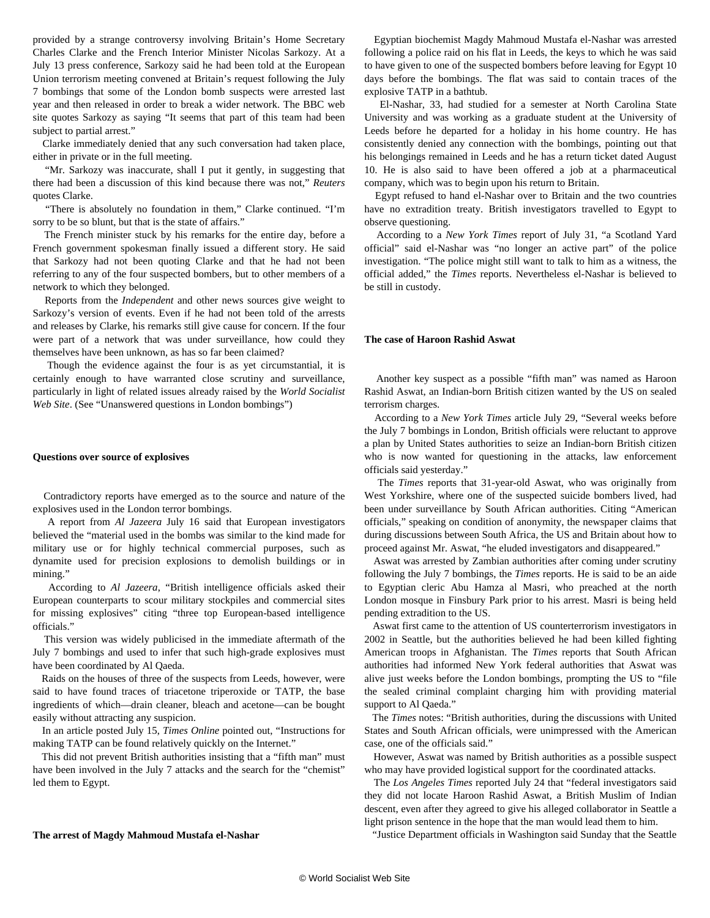provided by a strange controversy involving Britain's Home Secretary Charles Clarke and the French Interior Minister Nicolas Sarkozy. At a July 13 press conference, Sarkozy said he had been told at the European Union terrorism meeting convened at Britain's request following the July 7 bombings that some of the London bomb suspects were arrested last year and then released in order to break a wider network. The BBC web site quotes Sarkozy as saying "It seems that part of this team had been subject to partial arrest."

Clarke immediately denied that any such conversation had taken place, either in private or in the full meeting.

"Mr. Sarkozy was inaccurate, shall I put it gently, in suggesting that there had been a discussion of this kind because there was not," *Reuters* quotes Clarke.

"There is absolutely no foundation in them," Clarke continued. "I'm sorry to be so blunt, but that is the state of affairs."

The French minister stuck by his remarks for the entire day, before a French government spokesman finally issued a different story. He said that Sarkozy had not been quoting Clarke and that he had not been referring to any of the four suspected bombers, but to other members of a network to which they belonged.

Reports from the *Independent* and other news sources give weight to Sarkozy's version of events. Even if he had not been told of the arrests and releases by Clarke, his remarks still give cause for concern. If the four were part of a network that was under surveillance, how could they themselves have been unknown, as has so far been claimed?

Though the evidence against the four is as yet circumstantial, it is certainly enough to have warranted close scrutiny and surveillance, particularly in light of related issues already raised by the *World Socialist Web Site*. (See "Unanswered questions in London bombings")

**Questions over source of explosives**

Contradictory reports have emerged as to the source and nature of the explosives used in the London terror bombings.

A report from *Al Jazeera* July 16 said that European investigators believed the "material used in the bombs was similar to the kind made for military use or for highly technical commercial purposes, such as dynamite used for precision explosions to demolish buildings or in mining."

According to *Al Jazeera*, "British intelligence officials asked their European counterparts to scour military stockpiles and commercial sites for missing explosives" citing "three top European-based intelligence officials."

This version was widely publicised in the immediate aftermath of the July 7 bombings and used to infer that such high-grade explosives must have been coordinated by Al Qaeda.

Raids on the houses of three of the suspects from Leeds, however, were said to have found traces of triacetone triperoxide or TATP, the base ingredients of which—drain cleaner, bleach and acetone—can be bought easily without attracting any suspicion.

In an article posted July 15, *Times Online* pointed out, "Instructions for making TATP can be found relatively quickly on the Internet."

This did not prevent British authorities insisting that a "fifth man" must have been involved in the July 7 attacks and the search for the "chemist" led them to Egypt.

**The arrest of Magdy Mahmoud Mustafa el-Nashar**

Egyptian biochemist Magdy Mahmoud Mustafa el-Nashar was arrested following a police raid on his flat in Leeds, the keys to which he was said to have given to one of the suspected bombers before leaving for Egypt 10 days before the bombings. The flat was said to contain traces of the explosive TATP in a bathtub.

El-Nashar, 33, had studied for a semester at North Carolina State University and was working as a graduate student at the University of Leeds before he departed for a holiday in his home country. He has consistently denied any connection with the bombings, pointing out that his belongings remained in Leeds and he has a return ticket dated August 10. He is also said to have been offered a job at a pharmaceutical company, which was to begin upon his return to Britain.

Egypt refused to hand el-Nashar over to Britain and the two countries have no extradition treaty. British investigators travelled to Egypt to observe questioning.

According to a *New York Times* report of July 31, "a Scotland Yard official" said el-Nashar was "no longer an active part" of the police investigation. "The police might still want to talk to him as a witness, the official added," the *Times* reports. Nevertheless el-Nashar is believed to be still in custody.

**The case of Haroon Rashid Aswat**

Another key suspect as a possible "fifth man" was named as Haroon Rashid Aswat, an Indian-born British citizen wanted by the US on sealed terrorism charges.

According to a *New York Times* article July 29, "Several weeks before the July 7 bombings in London, British officials were reluctant to approve a plan by United States authorities to seize an Indian-born British citizen who is now wanted for questioning in the attacks, law enforcement officials said yesterday."

The *Times* reports that 31-year-old Aswat, who was originally from West Yorkshire, where one of the suspected suicide bombers lived, had been under surveillance by South African authorities. Citing "American officials," speaking on condition of anonymity, the newspaper claims that during discussions between South Africa, the US and Britain about how to proceed against Mr. Aswat, "he eluded investigators and disappeared."

Aswat was arrested by Zambian authorities after coming under scrutiny following the July 7 bombings, the *Times* reports. He is said to be an aide to Egyptian cleric Abu Hamza al Masri, who preached at the north London mosque in Finsbury Park prior to his arrest. Masri is being held pending extradition to the US.

Aswat first came to the attention of US counterterrorism investigators in 2002 in Seattle, but the authorities believed he had been killed fighting American troops in Afghanistan. The *Times* reports that South African authorities had informed New York federal authorities that Aswat was alive just weeks before the London bombings, prompting the US to "file the sealed criminal complaint charging him with providing material support to Al Qaeda."

The *Times* notes: "British authorities, during the discussions with United States and South African officials, were unimpressed with the American case, one of the officials said."

However, Aswat was named by British authorities as a possible suspect who may have provided logistical support for the coordinated attacks.

The *Los Angeles Times* reported July 24 that "federal investigators said they did not locate Haroon Rashid Aswat, a British Muslim of Indian descent, even after they agreed to give his alleged collaborator in Seattle a light prison sentence in the hope that the man would lead them to him.

"Justice Department officials in Washington said Sunday that the Seattle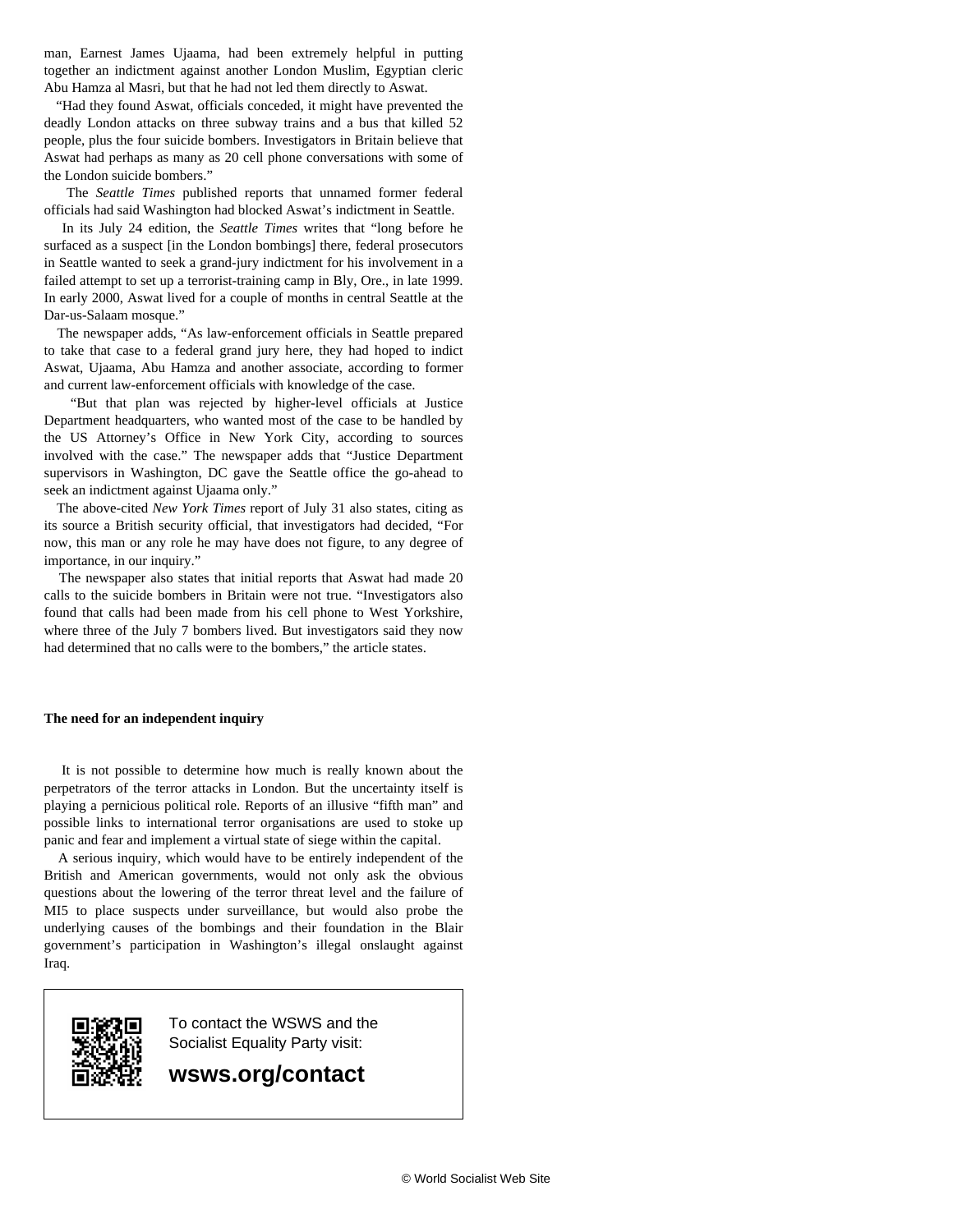man, Earnest James Ujaama, had been extremely helpful in putting together an indictment against another London Muslim, Egyptian cleric Abu Hamza al Masri, but that he had not led them directly to Aswat.

"Had they found Aswat, officials conceded, it might have prevented the deadly London attacks on three subway trains and a bus that killed 52 people, plus the four suicide bombers. Investigators in Britain believe that Aswat had perhaps as many as 20 cell phone conversations with some of the London suicide bombers."

The *Seattle Times* published reports that unnamed former federal officials had said Washington had blocked Aswat's indictment in Seattle.

In its July 24 edition, the *Seattle Times* writes that "long before he surfaced as a suspect [in the London bombings] there, federal prosecutors in Seattle wanted to seek a grand-jury indictment for his involvement in a failed attempt to set up a terrorist-training camp in Bly, Ore., in late 1999. In early 2000, Aswat lived for a couple of months in central Seattle at the Dar-us-Salaam mosque."

The newspaper adds, "As law-enforcement officials in Seattle prepared to take that case to a federal grand jury here, they had hoped to indict Aswat, Ujaama, Abu Hamza and another associate, according to former and current law-enforcement officials with knowledge of the case.

"But that plan was rejected by higher-level officials at Justice Department headquarters, who wanted most of the case to be handled by the US Attorney's Office in New York City, according to sources involved with the case." The newspaper adds that "Justice Department supervisors in Washington, DC gave the Seattle office the go-ahead to seek an indictment against Ujaama only."

The above-cited *New York Times* report of July 31 also states, citing as its source a British security official, that investigators had decided, "For now, this man or any role he may have does not figure, to any degree of importance, in our inquiry."

The newspaper also states that initial reports that Aswat had made 20 calls to the suicide bombers in Britain were not true. "Investigators also found that calls had been made from his cell phone to West Yorkshire, where three of the July 7 bombers lived. But investigators said they now had determined that no calls were to the bombers," the article states.

**The need for an independent inquiry**

It is not possible to determine how much is really known about the perpetrators of the terror attacks in London. But the uncertainty itself is playing a pernicious political role. Reports of an illusive "fifth man" and possible links to international terror organisations are used to stoke up panic and fear and implement a virtual state of siege within the capital.

A serious inquiry, which would have to be entirely independent of the British and American governments, would not only ask the obvious questions about the lowering of the terror threat level and the failure of MI5 to place suspects under surveillance, but would also probe the underlying causes of the bombings and their foundation in the Blair government's participation in Washington's illegal onslaught against Iraq.

To contact the WSWS and the Socialist Equality Party visit:

**wsws.org/contact**

© World Socialist Web Site